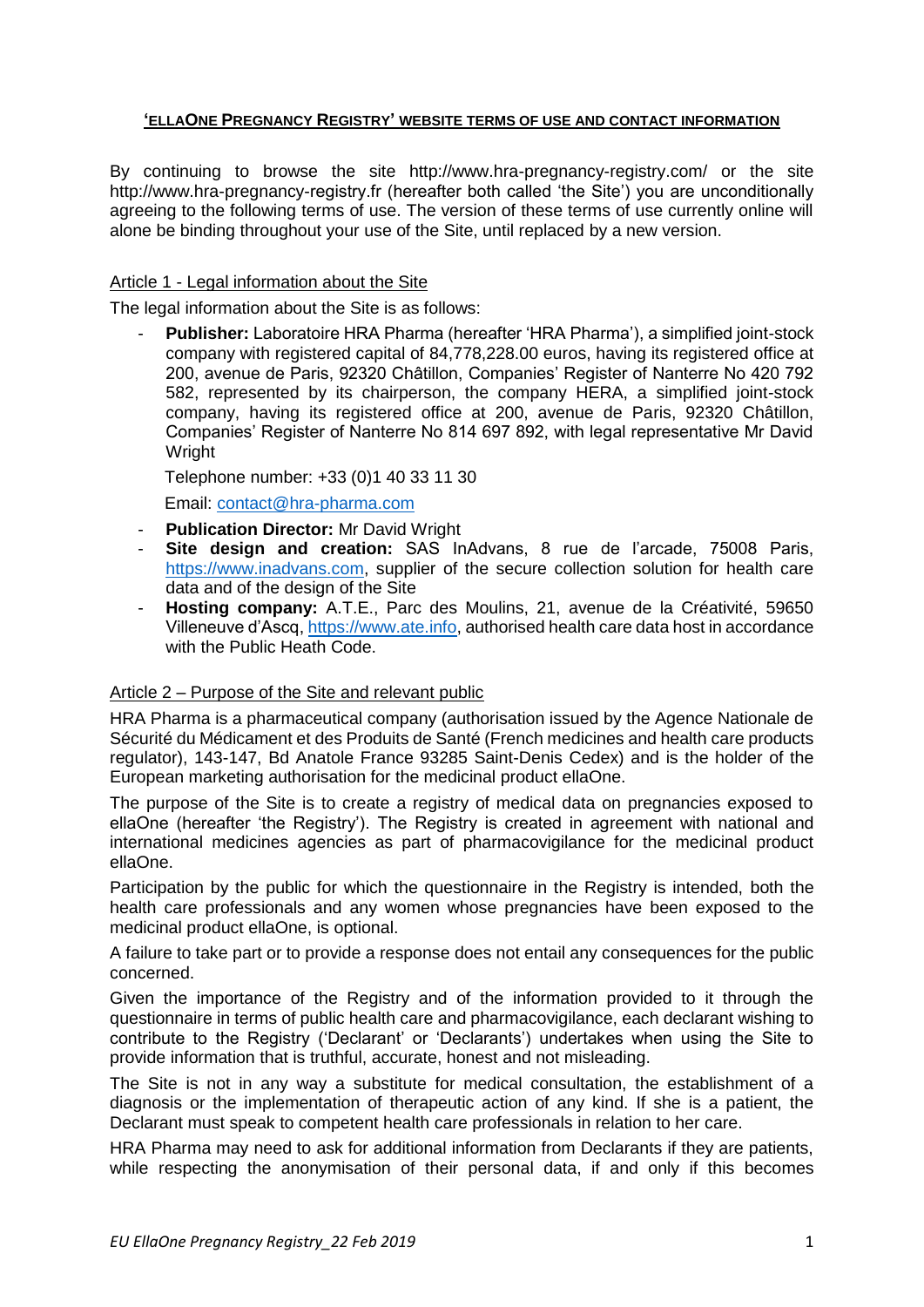# 'ELLAONE PREGNANCY REGISTRY' WEBSITE TERMS OF USE AND CONTACT INFORMATION

By continuing to browse the site http://www.hra-pregnancy-registry.com/ or the site http://www.hra-pregnancy-registry.fr (hereafter both called 'the Site') you are unconditionally agreeing to the following terms of use. The version of these terms of use currently online will alone be binding throughout your use of the Site, until replaced by a new version.

## Article 1 - Legal information about the Site

The legal information about the Site is as follows:

- **Publisher:** Laboratoire HRA Pharma (hereafter 'HRA Pharma'), a simplified joint-stock company with registered capital of 84,778,228.00 euros, having its registered office at 200, avenue de Paris, 92320 Châtillon, Companies' Register of Nanterre No 420 792 582, represented by its chairperson, the company HERA, a simplified joint-stock company, having its registered office at 200, avenue de Paris, 92320 Châtillon, Companies' Register of Nanterre No 814 697 892, with legal representative Mr David Wright

  Telephone number: +33 (0)1 40 33 11 30

  Email: contact@hra-pharma.com

- **Publication Director:** Mr David Wright
- **Site design and creation:** SAS InAdvans, 8 rue de l'arcade, 75008 Paris, https://www.inadvans.com, supplier of the secure collection solution for health care data and of the design of the Site
- **Hosting company:** A.T.E., Parc des Moulins, 21, avenue de la Créativité, 59650 Villeneuve d'Ascq, https://www.ate.info, authorised health care data host in accordance with the Public Heath Code.

## Article 2 – Purpose of the Site and relevant public

HRA Pharma is a pharmaceutical company (authorisation issued by the Agence Nationale de Sécurité du Médicament et des Produits de Santé (French medicines and health care products regulator), 143-147, Bd Anatole France 93285 Saint-Denis Cedex) and is the holder of the European marketing authorisation for the medicinal product ellaOne.

The purpose of the Site is to create a registry of medical data on pregnancies exposed to ellaOne (hereafter 'the Registry'). The Registry is created in agreement with national and international medicines agencies as part of pharmacovigilance for the medicinal product ellaOne.

Participation by the public for which the questionnaire in the Registry is intended, both the health care professionals and any women whose pregnancies have been exposed to the medicinal product ellaOne, is optional.

A failure to take part or to provide a response does not entail any consequences for the public concerned.

Given the importance of the Registry and of the information provided to it through the questionnaire in terms of public health care and pharmacovigilance, each declarant wishing to contribute to the Registry ('Declarant' or 'Declarants') undertakes when using the Site to provide information that is truthful, accurate, honest and not misleading.

The Site is not in any way a substitute for medical consultation, the establishment of a diagnosis or the implementation of therapeutic action of any kind. If she is a patient, the Declarant must speak to competent health care professionals in relation to her care.

HRA Pharma may need to ask for additional information from Declarants if they are patients, while respecting the anonymisation of their personal data, if and only if this becomes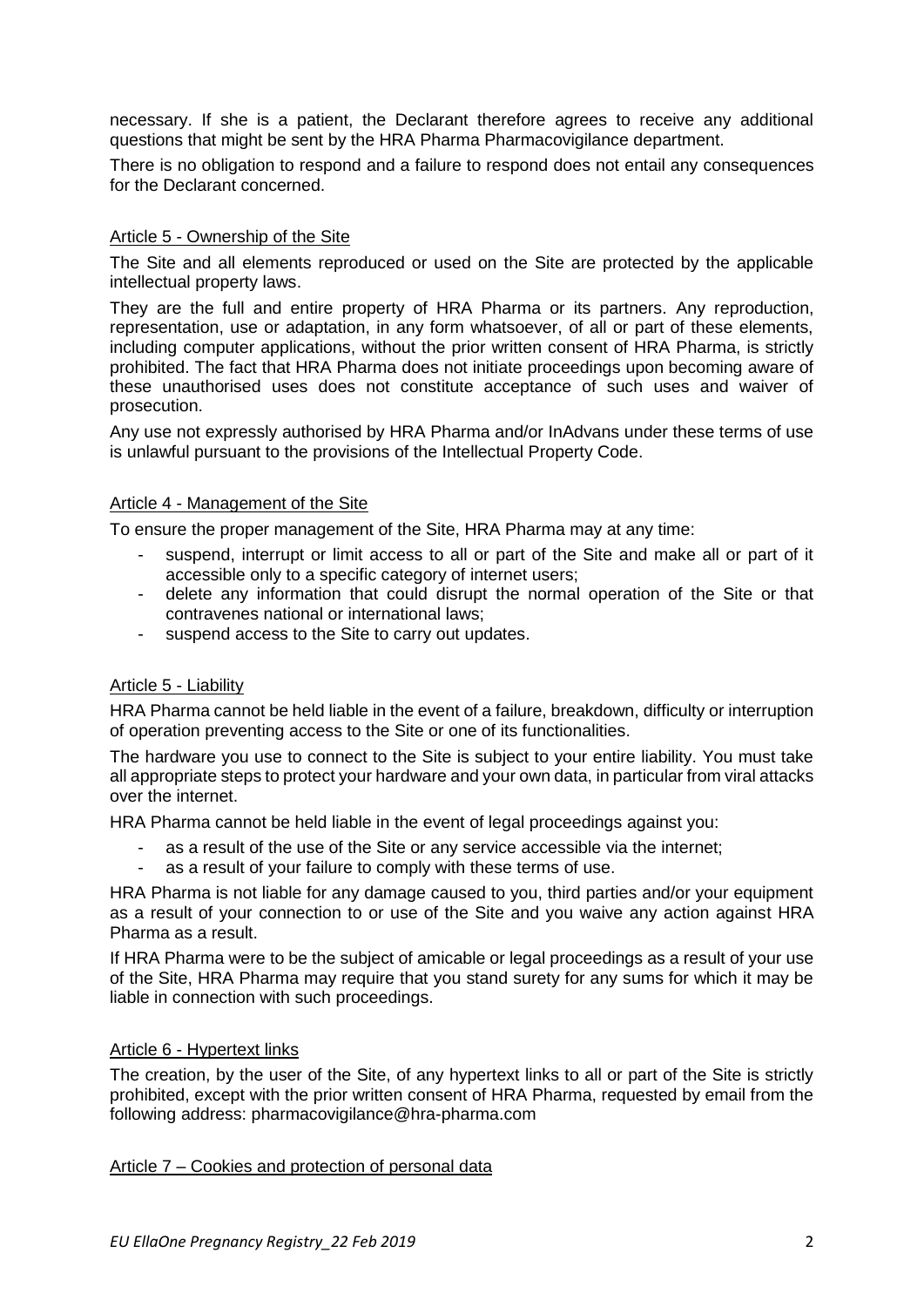necessary. If she is a patient, the Declarant therefore agrees to receive any additional questions that might be sent by the HRA Pharma Pharmacovigilance department.

There is no obligation to respond and a failure to respond does not entail any consequences for the Declarant concerned.

## Article 5 - Ownership of the Site

The Site and all elements reproduced or used on the Site are protected by the applicable intellectual property laws.

They are the full and entire property of HRA Pharma or its partners. Any reproduction, representation, use or adaptation, in any form whatsoever, of all or part of these elements, including computer applications, without the prior written consent of HRA Pharma, is strictly prohibited. The fact that HRA Pharma does not initiate proceedings upon becoming aware of these unauthorised uses does not constitute acceptance of such uses and waiver of prosecution.

Any use not expressly authorised by HRA Pharma and/or InAdvans under these terms of use is unlawful pursuant to the provisions of the Intellectual Property Code.

## Article 4 - Management of the Site

To ensure the proper management of the Site, HRA Pharma may at any time:

- suspend, interrupt or limit access to all or part of the Site and make all or part of it accessible only to a specific category of internet users;
- delete any information that could disrupt the normal operation of the Site or that contravenes national or international laws;
- suspend access to the Site to carry out updates.

## Article 5 - Liability

HRA Pharma cannot be held liable in the event of a failure, breakdown, difficulty or interruption of operation preventing access to the Site or one of its functionalities.

The hardware you use to connect to the Site is subject to your entire liability. You must take all appropriate steps to protect your hardware and your own data, in particular from viral attacks over the internet.

HRA Pharma cannot be held liable in the event of legal proceedings against you:

- as a result of the use of the Site or any service accessible via the internet;
- as a result of your failure to comply with these terms of use.

HRA Pharma is not liable for any damage caused to you, third parties and/or your equipment as a result of your connection to or use of the Site and you waive any action against HRA Pharma as a result.

If HRA Pharma were to be the subject of amicable or legal proceedings as a result of your use of the Site, HRA Pharma may require that you stand surety for any sums for which it may be liable in connection with such proceedings.

## Article 6 - Hypertext links

The creation, by the user of the Site, of any hypertext links to all or part of the Site is strictly prohibited, except with the prior written consent of HRA Pharma, requested by email from the following address: pharmacovigilance@hra-pharma.com

## Article 7 – Cookies and protection of personal data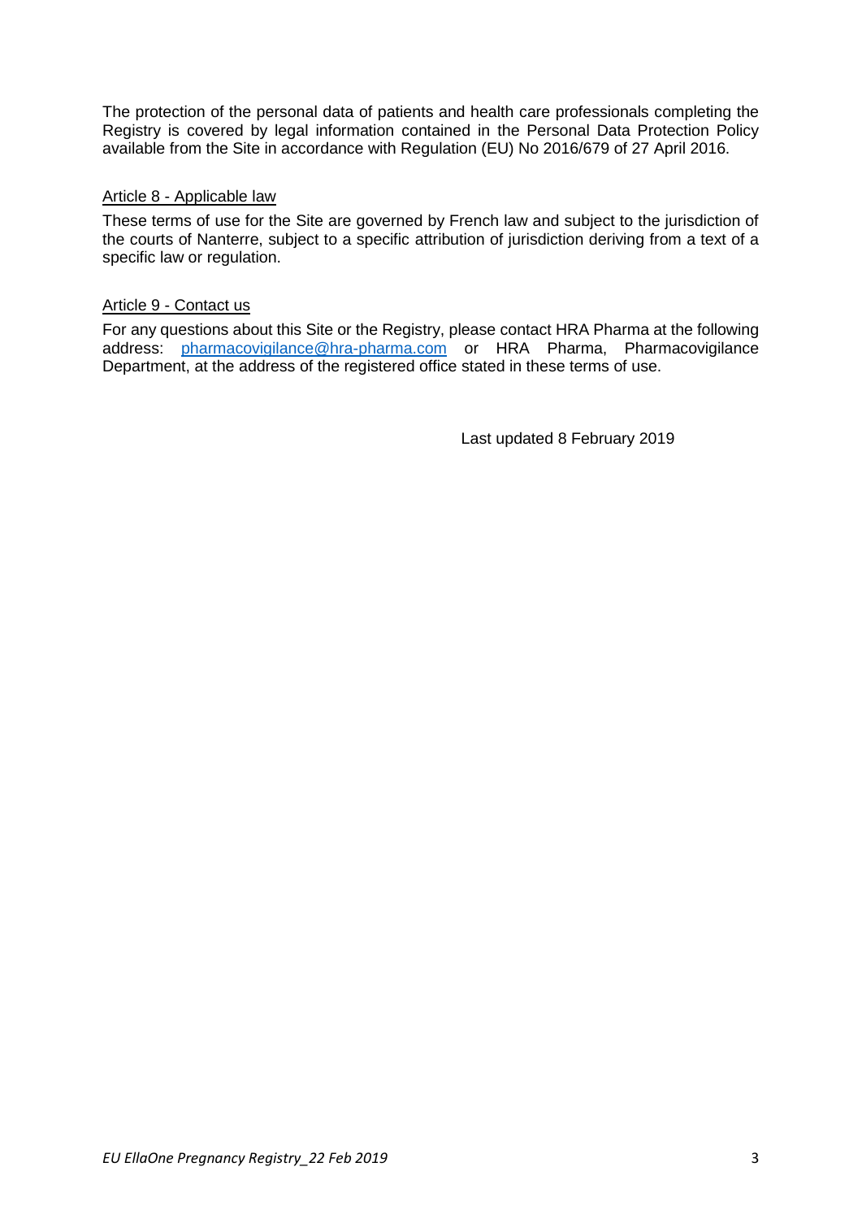The protection of the personal data of patients and health care professionals completing the Registry is covered by legal information contained in the Personal Data Protection Policy available from the Site in accordance with Regulation (EU) No 2016/679 of 27 April 2016.

## Article 8 - Applicable law

These terms of use for the Site are governed by French law and subject to the jurisdiction of the courts of Nanterre, subject to a specific attribution of jurisdiction deriving from a text of a specific law or regulation.

## Article 9 - Contact us

For any questions about this Site or the Registry, please contact HRA Pharma at the following address: pharmacovigilance@hra-pharma.com or HRA Pharma, Pharmacovigilance Department, at the address of the registered office stated in these terms of use.

Last updated 8 February 2019